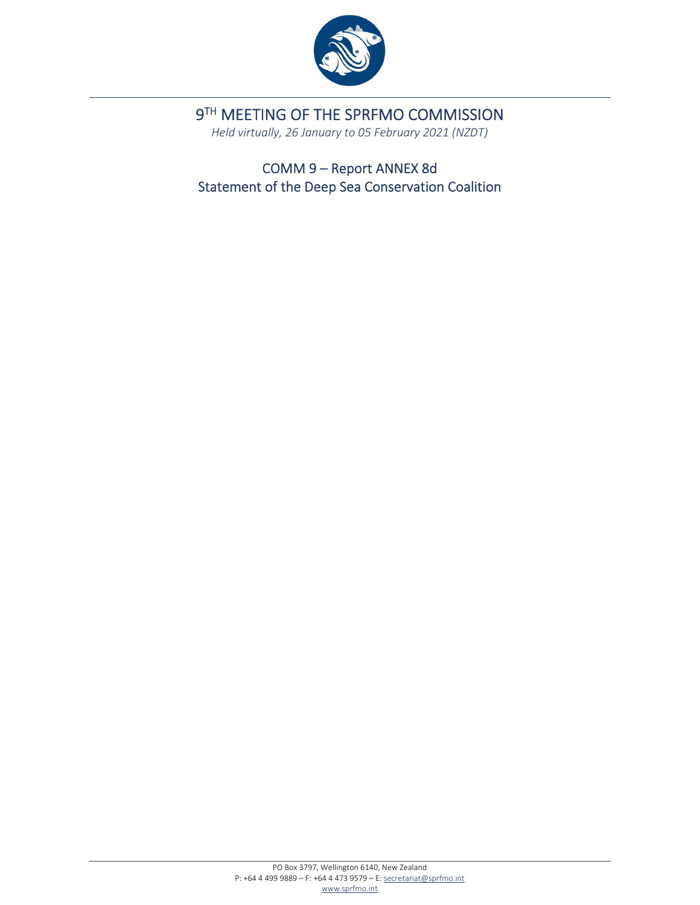# 9[TH] MEETING OF THE SPRFMO COMMISSION

*Held virtually, 26 January to 05 February 2021 (NZDT)*

## COMM 9 – Report ANNEX 8d
## Statement of the Deep Sea Conservation Coalition

PO Box 3797, Wellington 6140, New Zealand
P: +64 4 499 9889 – F: +64 4 473 9579 – E: secretariat@sprfmo.int
www.sprfmo.int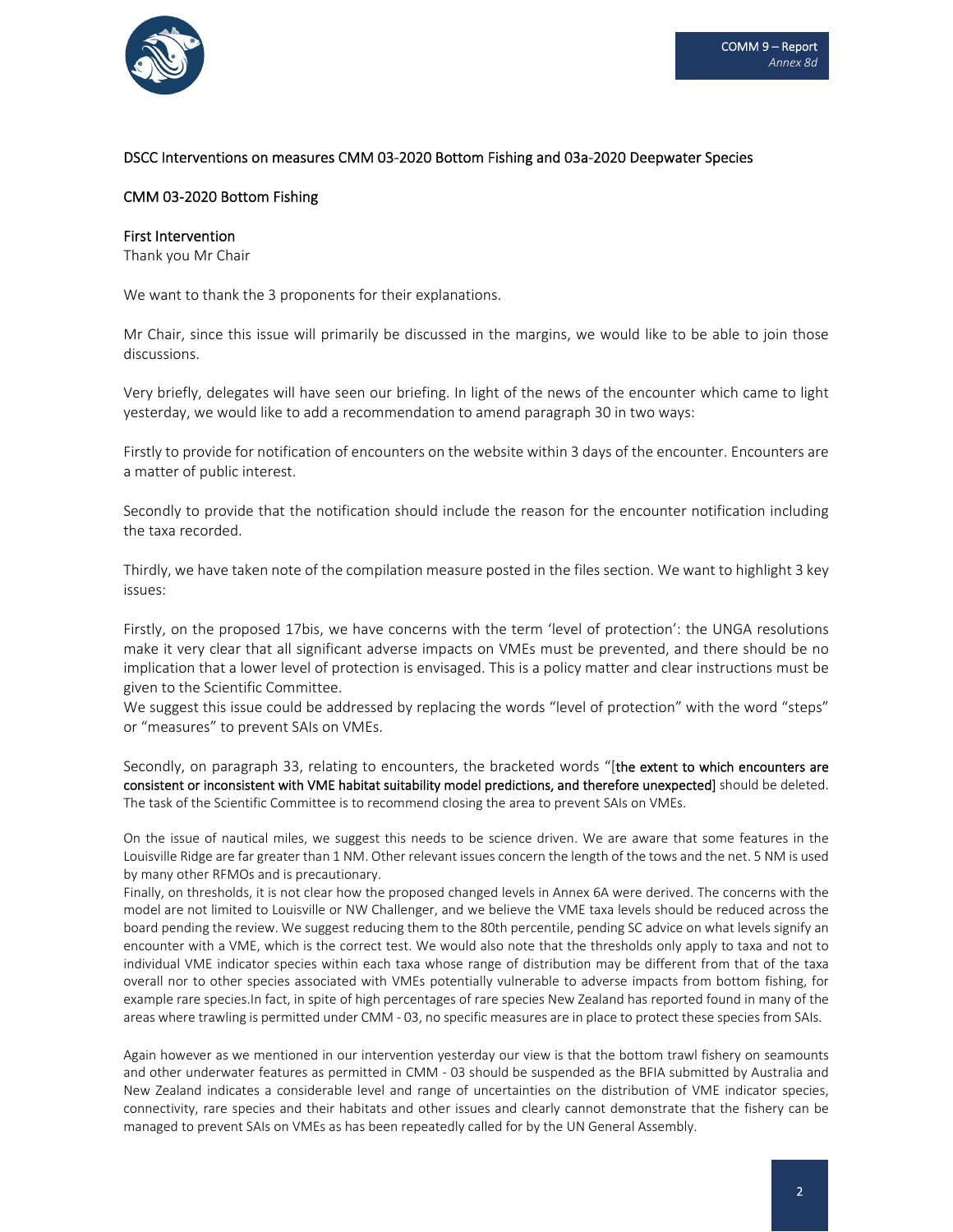## DSCC Interventions on measures CMM 03-2020 Bottom Fishing and 03a-2020 Deepwater Species

### CMM 03-2020 Bottom Fishing

#### First Intervention

Thank you Mr Chair

We want to thank the 3 proponents for their explanations.

Mr Chair, since this issue will primarily be discussed in the margins, we would like to be able to join those discussions.

Very briefly, delegates will have seen our briefing. In light of the news of the encounter which came to light yesterday, we would like to add a recommendation to amend paragraph 30 in two ways:

Firstly to provide for notification of encounters on the website within 3 days of the encounter. Encounters are a matter of public interest.

Secondly to provide that the notification should include the reason for the encounter notification including the taxa recorded.

Thirdly, we have taken note of the compilation measure posted in the files section. We want to highlight 3 key issues:

Firstly, on the proposed 17bis, we have concerns with the term 'level of protection': the UNGA resolutions make it very clear that all significant adverse impacts on VMEs must be prevented, and there should be no implication that a lower level of protection is envisaged. This is a policy matter and clear instructions must be given to the Scientific Committee.

We suggest this issue could be addressed by replacing the words "level of protection" with the word "steps" or "measures" to prevent SAIs on VMEs.

Secondly, on paragraph 33, relating to encounters, the bracketed words "[the extent to which encounters are consistent or inconsistent with VME habitat suitability model predictions, and therefore unexpected] should be deleted. The task of the Scientific Committee is to recommend closing the area to prevent SAIs on VMEs.

On the issue of nautical miles, we suggest this needs to be science driven. We are aware that some features in the Louisville Ridge are far greater than 1 NM. Other relevant issues concern the length of the tows and the net. 5 NM is used by many other RFMOs and is precautionary.

Finally, on thresholds, it is not clear how the proposed changed levels in Annex 6A were derived. The concerns with the model are not limited to Louisville or NW Challenger, and we believe the VME taxa levels should be reduced across the board pending the review. We suggest reducing them to the 80th percentile, pending SC advice on what levels signify an encounter with a VME, which is the correct test. We would also note that the thresholds only apply to taxa and not to individual VME indicator species within each taxa whose range of distribution may be different from that of the taxa overall nor to other species associated with VMEs potentially vulnerable to adverse impacts from bottom fishing, for example rare species.In fact, in spite of high percentages of rare species New Zealand has reported found in many of the areas where trawling is permitted under CMM - 03, no specific measures are in place to protect these species from SAIs.

Again however as we mentioned in our intervention yesterday our view is that the bottom trawl fishery on seamounts and other underwater features as permitted in CMM - 03 should be suspended as the BFIA submitted by Australia and New Zealand indicates a considerable level and range of uncertainties on the distribution of VME indicator species, connectivity, rare species and their habitats and other issues and clearly cannot demonstrate that the fishery can be managed to prevent SAIs on VMEs as has been repeatedly called for by the UN General Assembly.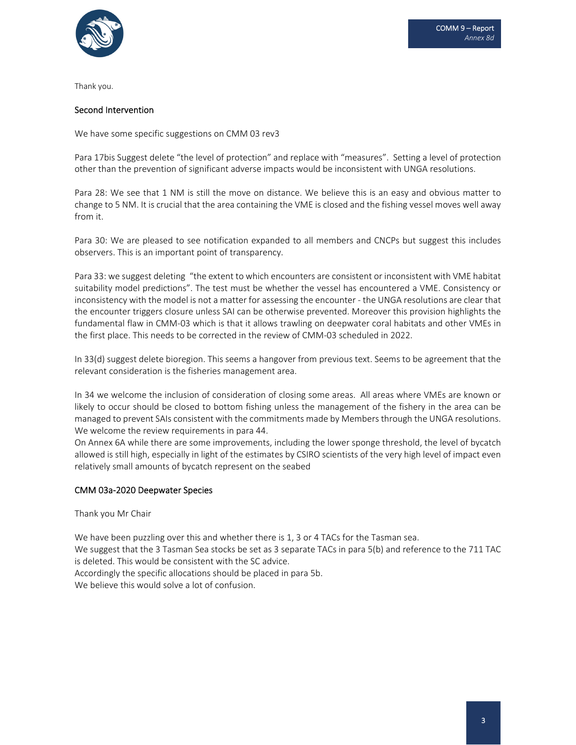Thank you.

## Second Intervention

We have some specific suggestions on CMM 03 rev3

Para 17bis Suggest delete "the level of protection" and replace with "measures". Setting a level of protection other than the prevention of significant adverse impacts would be inconsistent with UNGA resolutions.

Para 28: We see that 1 NM is still the move on distance. We believe this is an easy and obvious matter to change to 5 NM. It is crucial that the area containing the VME is closed and the fishing vessel moves well away from it.

Para 30: We are pleased to see notification expanded to all members and CNCPs but suggest this includes observers. This is an important point of transparency.

Para 33: we suggest deleting "the extent to which encounters are consistent or inconsistent with VME habitat suitability model predictions". The test must be whether the vessel has encountered a VME. Consistency or inconsistency with the model is not a matter for assessing the encounter - the UNGA resolutions are clear that the encounter triggers closure unless SAI can be otherwise prevented. Moreover this provision highlights the fundamental flaw in CMM-03 which is that it allows trawling on deepwater coral habitats and other VMEs in the first place. This needs to be corrected in the review of CMM-03 scheduled in 2022.

In 33(d) suggest delete bioregion. This seems a hangover from previous text. Seems to be agreement that the relevant consideration is the fisheries management area.

In 34 we welcome the inclusion of consideration of closing some areas. All areas where VMEs are known or likely to occur should be closed to bottom fishing unless the management of the fishery in the area can be managed to prevent SAIs consistent with the commitments made by Members through the UNGA resolutions. We welcome the review requirements in para 44.
On Annex 6A while there are some improvements, including the lower sponge threshold, the level of bycatch allowed is still high, especially in light of the estimates by CSIRO scientists of the very high level of impact even relatively small amounts of bycatch represent on the seabed

## CMM 03a-2020 Deepwater Species

Thank you Mr Chair

We have been puzzling over this and whether there is 1, 3 or 4 TACs for the Tasman sea.
We suggest that the 3 Tasman Sea stocks be set as 3 separate TACs in para 5(b) and reference to the 711 TAC is deleted. This would be consistent with the SC advice.
Accordingly the specific allocations should be placed in para 5b.
We believe this would solve a lot of confusion.